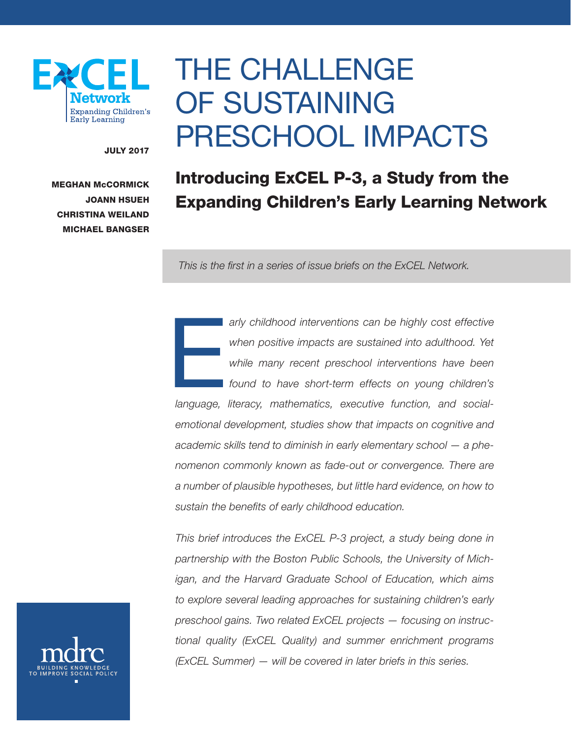ExCEL Network
Expanding Children's Early Learning

JULY 2017

MEGHAN McCORMICK
JOANN HSUEH
CHRISTINA WEILAND
MICHAEL BANGSER

# THE CHALLENGE OF SUSTAINING PRESCHOOL IMPACTS

## Introducing ExCEL P-3, a Study from the Expanding Children's Early Learning Network

*This is the first in a series of issue briefs on the ExCEL Network.*

*Early childhood interventions can be highly cost effective when positive impacts are sustained into adulthood. Yet while many recent preschool interventions have been found to have short-term effects on young children's language, literacy, mathematics, executive function, and social-emotional development, studies show that impacts on cognitive and academic skills tend to diminish in early elementary school — a phenomenon commonly known as fade-out or convergence. There are a number of plausible hypotheses, but little hard evidence, on how to sustain the benefits of early childhood education.*

*This brief introduces the ExCEL P-3 project, a study being done in partnership with the Boston Public Schools, the University of Michigan, and the Harvard Graduate School of Education, which aims to explore several leading approaches for sustaining children's early preschool gains. Two related ExCEL projects — focusing on instructional quality (ExCEL Quality) and summer enrichment programs (ExCEL Summer) — will be covered in later briefs in this series.*

mdrc
BUILDING KNOWLEDGE TO IMPROVE SOCIAL POLICY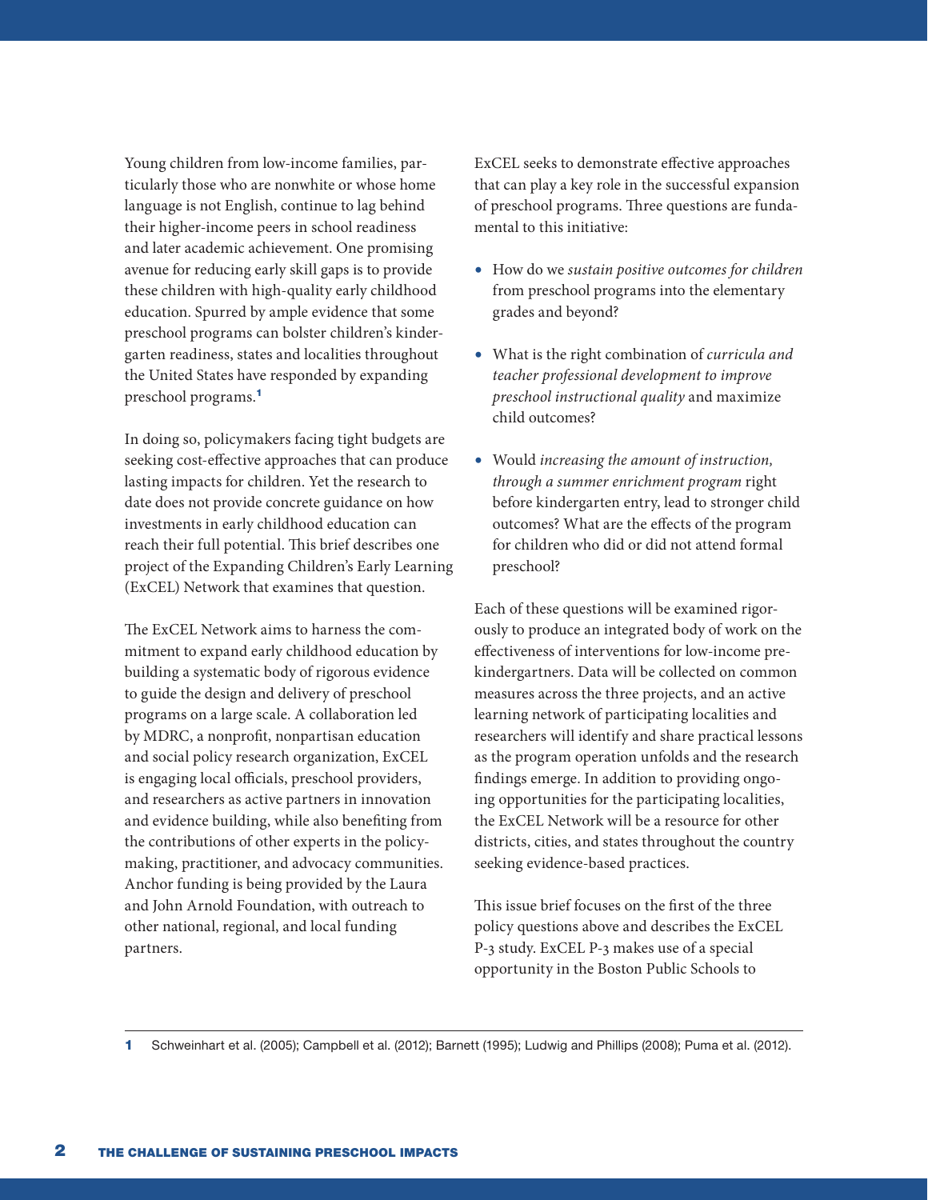Young children from low-income families, particularly those who are nonwhite or whose home language is not English, continue to lag behind their higher-income peers in school readiness and later academic achievement. One promising avenue for reducing early skill gaps is to provide these children with high-quality early childhood education. Spurred by ample evidence that some preschool programs can bolster children's kindergarten readiness, states and localities throughout the United States have responded by expanding preschool programs.[1]

In doing so, policymakers facing tight budgets are seeking cost-effective approaches that can produce lasting impacts for children. Yet the research to date does not provide concrete guidance on how investments in early childhood education can reach their full potential. This brief describes one project of the Expanding Children's Early Learning (ExCEL) Network that examines that question.

The ExCEL Network aims to harness the commitment to expand early childhood education by building a systematic body of rigorous evidence to guide the design and delivery of preschool programs on a large scale. A collaboration led by MDRC, a nonprofit, nonpartisan education and social policy research organization, ExCEL is engaging local officials, preschool providers, and researchers as active partners in innovation and evidence building, while also benefiting from the contributions of other experts in the policymaking, practitioner, and advocacy communities. Anchor funding is being provided by the Laura and John Arnold Foundation, with outreach to other national, regional, and local funding partners.

ExCEL seeks to demonstrate effective approaches that can play a key role in the successful expansion of preschool programs. Three questions are fundamental to this initiative:

- How do we *sustain positive outcomes for children* from preschool programs into the elementary grades and beyond?
- What is the right combination of *curricula and teacher professional development to improve preschool instructional quality* and maximize child outcomes?
- Would *increasing the amount of instruction, through a summer enrichment program* right before kindergarten entry, lead to stronger child outcomes? What are the effects of the program for children who did or did not attend formal preschool?

Each of these questions will be examined rigorously to produce an integrated body of work on the effectiveness of interventions for low-income prekindergartners. Data will be collected on common measures across the three projects, and an active learning network of participating localities and researchers will identify and share practical lessons as the program operation unfolds and the research findings emerge. In addition to providing ongoing opportunities for the participating localities, the ExCEL Network will be a resource for other districts, cities, and states throughout the country seeking evidence-based practices.

This issue brief focuses on the first of the three policy questions above and describes the ExCEL P-3 study. ExCEL P-3 makes use of a special opportunity in the Boston Public Schools to

---

1 Schweinhart et al. (2005); Campbell et al. (2012); Barnett (1995); Ludwig and Phillips (2008); Puma et al. (2012).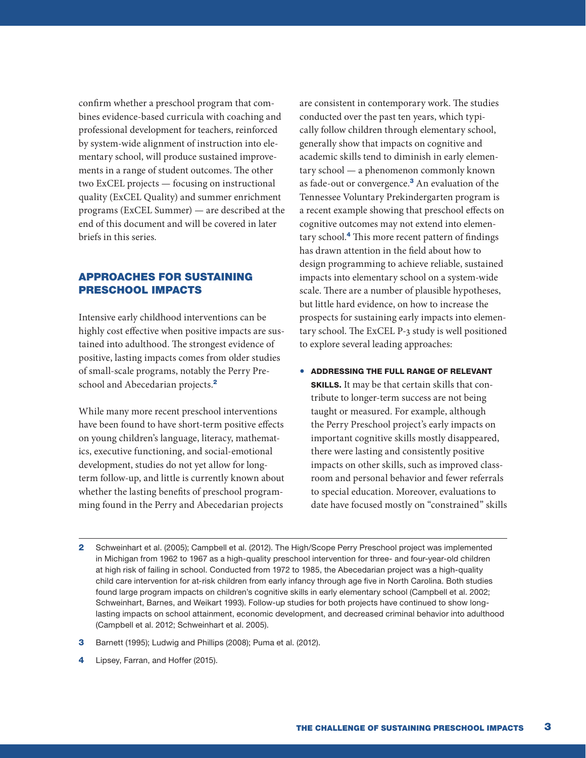confirm whether a preschool program that combines evidence-based curricula with coaching and professional development for teachers, reinforced by system-wide alignment of instruction into elementary school, will produce sustained improvements in a range of student outcomes. The other two ExCEL projects — focusing on instructional quality (ExCEL Quality) and summer enrichment programs (ExCEL Summer) — are described at the end of this document and will be covered in later briefs in this series.

## APPROACHES FOR SUSTAINING PRESCHOOL IMPACTS

Intensive early childhood interventions can be highly cost effective when positive impacts are sustained into adulthood. The strongest evidence of positive, lasting impacts comes from older studies of small-scale programs, notably the Perry Preschool and Abecedarian projects.[2]

While many more recent preschool interventions have been found to have short-term positive effects on young children's language, literacy, mathematics, executive functioning, and social-emotional development, studies do not yet allow for long-term follow-up, and little is currently known about whether the lasting benefits of preschool programming found in the Perry and Abecedarian projects are consistent in contemporary work. The studies conducted over the past ten years, which typically follow children through elementary school, generally show that impacts on cognitive and academic skills tend to diminish in early elementary school — a phenomenon commonly known as fade-out or convergence.[3] An evaluation of the Tennessee Voluntary Prekindergarten program is a recent example showing that preschool effects on cognitive outcomes may not extend into elementary school.[4] This more recent pattern of findings has drawn attention in the field about how to design programming to achieve reliable, sustained impacts into elementary school on a system-wide scale. There are a number of plausible hypotheses, but little hard evidence, on how to increase the prospects for sustaining early impacts into elementary school. The ExCEL P-3 study is well positioned to explore several leading approaches:

- **ADDRESSING THE FULL RANGE OF RELEVANT SKILLS.** It may be that certain skills that contribute to longer-term success are not being taught or measured. For example, although the Perry Preschool project's early impacts on important cognitive skills mostly disappeared, there were lasting and consistently positive impacts on other skills, such as improved classroom and personal behavior and fewer referrals to special education. Moreover, evaluations to date have focused mostly on "constrained" skills

---

2 Schweinhart et al. (2005); Campbell et al. (2012). The High/Scope Perry Preschool project was implemented in Michigan from 1962 to 1967 as a high-quality preschool intervention for three- and four-year-old children at high risk of failing in school. Conducted from 1972 to 1985, the Abecedarian project was a high-quality child care intervention for at-risk children from early infancy through age five in North Carolina. Both studies found large program impacts on children's cognitive skills in early elementary school (Campbell et al. 2002; Schweinhart, Barnes, and Weikart 1993). Follow-up studies for both projects have continued to show long-lasting impacts on school attainment, economic development, and decreased criminal behavior into adulthood (Campbell et al. 2012; Schweinhart et al. 2005).

3 Barnett (1995); Ludwig and Phillips (2008); Puma et al. (2012).

4 Lipsey, Farran, and Hoffer (2015).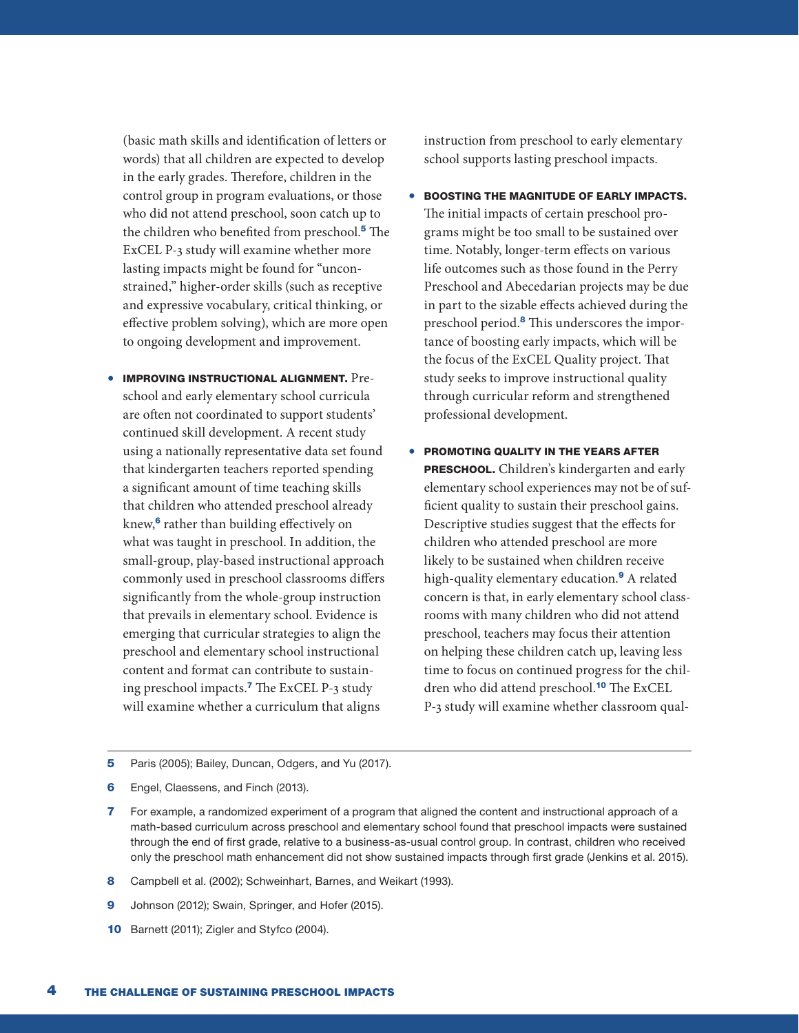(basic math skills and identification of letters or words) that all children are expected to develop in the early grades. Therefore, children in the control group in program evaluations, or those who did not attend preschool, soon catch up to the children who benefited from preschool.[5] The ExCEL P-3 study will examine whether more lasting impacts might be found for "unconstrained," higher-order skills (such as receptive and expressive vocabulary, critical thinking, or effective problem solving), which are more open to ongoing development and improvement.

- **IMPROVING INSTRUCTIONAL ALIGNMENT.** Preschool and early elementary school curricula are often not coordinated to support students' continued skill development. A recent study using a nationally representative data set found that kindergarten teachers reported spending a significant amount of time teaching skills that children who attended preschool already knew,[6] rather than building effectively on what was taught in preschool. In addition, the small-group, play-based instructional approach commonly used in preschool classrooms differs significantly from the whole-group instruction that prevails in elementary school. Evidence is emerging that curricular strategies to align the preschool and elementary school instructional content and format can contribute to sustaining preschool impacts.[7] The ExCEL P-3 study will examine whether a curriculum that aligns instruction from preschool to early elementary school supports lasting preschool impacts.

- **BOOSTING THE MAGNITUDE OF EARLY IMPACTS.** The initial impacts of certain preschool programs might be too small to be sustained over time. Notably, longer-term effects on various life outcomes such as those found in the Perry Preschool and Abecedarian projects may be due in part to the sizable effects achieved during the preschool period.[8] This underscores the importance of boosting early impacts, which will be the focus of the ExCEL Quality project. That study seeks to improve instructional quality through curricular reform and strengthened professional development.

- **PROMOTING QUALITY IN THE YEARS AFTER PRESCHOOL.** Children's kindergarten and early elementary school experiences may not be of sufficient quality to sustain their preschool gains. Descriptive studies suggest that the effects for children who attended preschool are more likely to be sustained when children receive high-quality elementary education.[9] A related concern is that, in early elementary school classrooms with many children who did not attend preschool, teachers may focus their attention on helping these children catch up, leaving less time to focus on continued progress for the children who did attend preschool.[10] The ExCEL P-3 study will examine whether classroom qual-

---

5 Paris (2005); Bailey, Duncan, Odgers, and Yu (2017).

6 Engel, Claessens, and Finch (2013).

7 For example, a randomized experiment of a program that aligned the content and instructional approach of a math-based curriculum across preschool and elementary school found that preschool impacts were sustained through the end of first grade, relative to a business-as-usual control group. In contrast, children who received only the preschool math enhancement did not show sustained impacts through first grade (Jenkins et al. 2015).

8 Campbell et al. (2002); Schweinhart, Barnes, and Weikart (1993).

9 Johnson (2012); Swain, Springer, and Hofer (2015).

10 Barnett (2011); Zigler and Styfco (2004).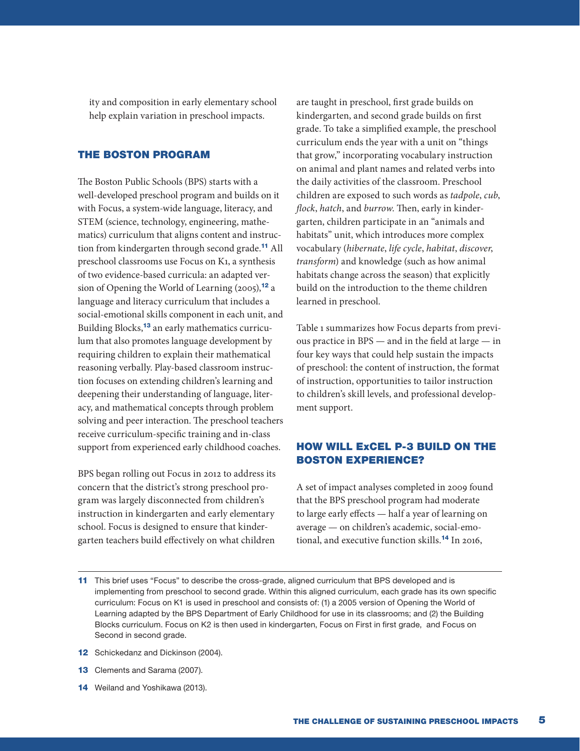ity and composition in early elementary school help explain variation in preschool impacts.

## THE BOSTON PROGRAM

The Boston Public Schools (BPS) starts with a well-developed preschool program and builds on it with Focus, a system-wide language, literacy, and STEM (science, technology, engineering, mathematics) curriculum that aligns content and instruction from kindergarten through second grade.[11] All preschool classrooms use Focus on K1, a synthesis of two evidence-based curricula: an adapted version of Opening the World of Learning (2005),[12] a language and literacy curriculum that includes a social-emotional skills component in each unit, and Building Blocks,[13] an early mathematics curriculum that also promotes language development by requiring children to explain their mathematical reasoning verbally. Play-based classroom instruction focuses on extending children's learning and deepening their understanding of language, literacy, and mathematical concepts through problem solving and peer interaction. The preschool teachers receive curriculum-specific training and in-class support from experienced early childhood coaches.

BPS began rolling out Focus in 2012 to address its concern that the district's strong preschool program was largely disconnected from children's instruction in kindergarten and early elementary school. Focus is designed to ensure that kindergarten teachers build effectively on what children are taught in preschool, first grade builds on kindergarten, and second grade builds on first grade. To take a simplified example, the preschool curriculum ends the year with a unit on "things that grow," incorporating vocabulary instruction on animal and plant names and related verbs into the daily activities of the classroom. Preschool children are exposed to such words as *tadpole*, *cub*, *flock*, *hatch*, and *burrow*. Then, early in kindergarten, children participate in an "animals and habitats" unit, which introduces more complex vocabulary (*hibernate*, *life cycle*, *habitat*, *discover*, *transform*) and knowledge (such as how animal habitats change across the season) that explicitly build on the introduction to the theme children learned in preschool.

Table 1 summarizes how Focus departs from previous practice in BPS — and in the field at large — in four key ways that could help sustain the impacts of preschool: the content of instruction, the format of instruction, opportunities to tailor instruction to children's skill levels, and professional development support.

## HOW WILL ExCEL P-3 BUILD ON THE BOSTON EXPERIENCE?

A set of impact analyses completed in 2009 found that the BPS preschool program had moderate to large early effects — half a year of learning on average — on children's academic, social-emotional, and executive function skills.[14] In 2016,

---

11 This brief uses "Focus" to describe the cross-grade, aligned curriculum that BPS developed and is implementing from preschool to second grade. Within this aligned curriculum, each grade has its own specific curriculum: Focus on K1 is used in preschool and consists of: (1) a 2005 version of Opening the World of Learning adapted by the BPS Department of Early Childhood for use in its classrooms; and (2) the Building Blocks curriculum. Focus on K2 is then used in kindergarten, Focus on First in first grade, and Focus on Second in second grade.

12 Schickedanz and Dickinson (2004).

13 Clements and Sarama (2007).

14 Weiland and Yoshikawa (2013).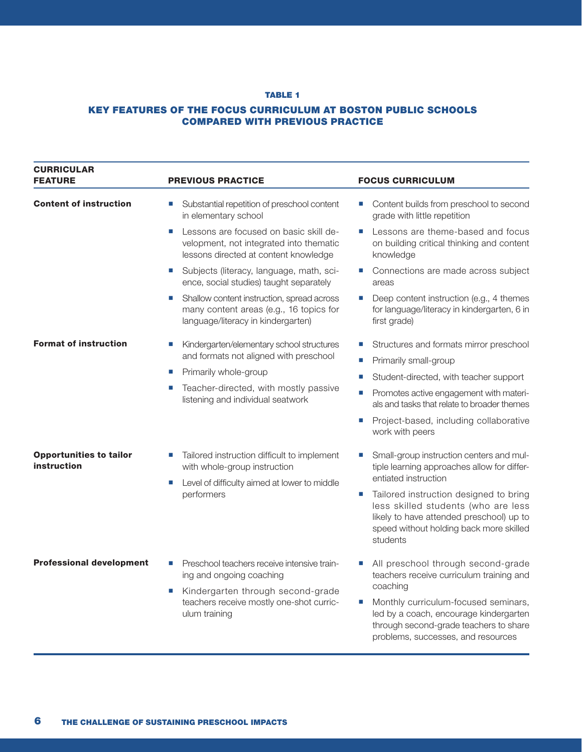**TABLE 1**

**KEY FEATURES OF THE FOCUS CURRICULUM AT BOSTON PUBLIC SCHOOLS COMPARED WITH PREVIOUS PRACTICE**

| CURRICULAR FEATURE | PREVIOUS PRACTICE | FOCUS CURRICULUM |
|---|---|---|
| **Content of instruction** | ▪ Substantial repetition of preschool content in elementary school<br>▪ Lessons are focused on basic skill development, not integrated into thematic lessons directed at content knowledge<br>▪ Subjects (literacy, language, math, science, social studies) taught separately<br>▪ Shallow content instruction, spread across many content areas (e.g., 16 topics for language/literacy in kindergarten) | ▪ Content builds from preschool to second grade with little repetition<br>▪ Lessons are theme-based and focus on building critical thinking and content knowledge<br>▪ Connections are made across subject areas<br>▪ Deep content instruction (e.g., 4 themes for language/literacy in kindergarten, 6 in first grade) |
| **Format of instruction** | ▪ Kindergarten/elementary school structures and formats not aligned with preschool<br>▪ Primarily whole-group<br>▪ Teacher-directed, with mostly passive listening and individual seatwork | ▪ Structures and formats mirror preschool<br>▪ Primarily small-group<br>▪ Student-directed, with teacher support<br>▪ Promotes active engagement with materials and tasks that relate to broader themes<br>▪ Project-based, including collaborative work with peers |
| **Opportunities to tailor instruction** | ▪ Tailored instruction difficult to implement with whole-group instruction<br>▪ Level of difficulty aimed at lower to middle performers | ▪ Small-group instruction centers and multiple learning approaches allow for differentiated instruction<br>▪ Tailored instruction designed to bring less skilled students (who are less likely to have attended preschool) up to speed without holding back more skilled students |
| **Professional development** | ▪ Preschool teachers receive intensive training and ongoing coaching<br>▪ Kindergarten through second-grade teachers receive mostly one-shot curriculum training | ▪ All preschool through second-grade teachers receive curriculum training and coaching<br>▪ Monthly curriculum-focused seminars, led by a coach, encourage kindergarten through second-grade teachers to share problems, successes, and resources |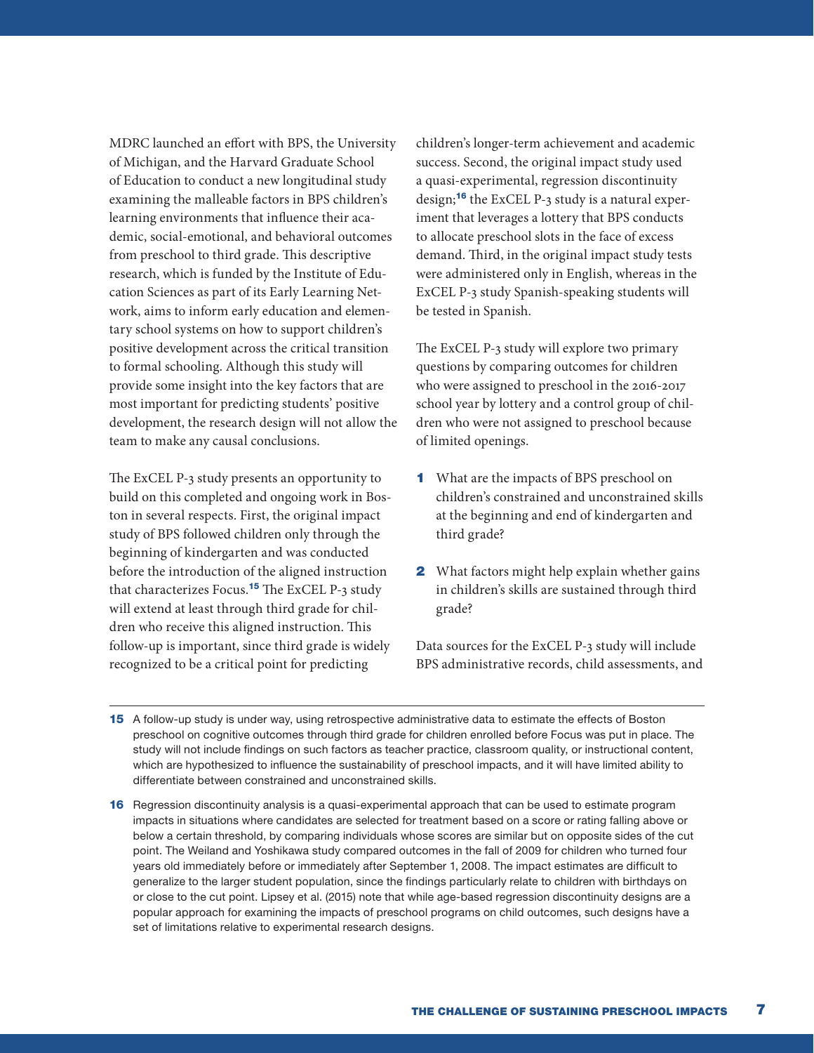MDRC launched an effort with BPS, the University of Michigan, and the Harvard Graduate School of Education to conduct a new longitudinal study examining the malleable factors in BPS children's learning environments that influence their academic, social-emotional, and behavioral outcomes from preschool to third grade. This descriptive research, which is funded by the Institute of Education Sciences as part of its Early Learning Network, aims to inform early education and elementary school systems on how to support children's positive development across the critical transition to formal schooling. Although this study will provide some insight into the key factors that are most important for predicting students' positive development, the research design will not allow the team to make any causal conclusions.

The ExCEL P-3 study presents an opportunity to build on this completed and ongoing work in Boston in several respects. First, the original impact study of BPS followed children only through the beginning of kindergarten and was conducted before the introduction of the aligned instruction that characterizes Focus.[15] The ExCEL P-3 study will extend at least through third grade for children who receive this aligned instruction. This follow-up is important, since third grade is widely recognized to be a critical point for predicting children's longer-term achievement and academic success. Second, the original impact study used a quasi-experimental, regression discontinuity design;[16] the ExCEL P-3 study is a natural experiment that leverages a lottery that BPS conducts to allocate preschool slots in the face of excess demand. Third, in the original impact study tests were administered only in English, whereas in the ExCEL P-3 study Spanish-speaking students will be tested in Spanish.

The ExCEL P-3 study will explore two primary questions by comparing outcomes for children who were assigned to preschool in the 2016-2017 school year by lottery and a control group of children who were not assigned to preschool because of limited openings.

1. What are the impacts of BPS preschool on children's constrained and unconstrained skills at the beginning and end of kindergarten and third grade?
2. What factors might help explain whether gains in children's skills are sustained through third grade?

Data sources for the ExCEL P-3 study will include BPS administrative records, child assessments, and

---

15 A follow-up study is under way, using retrospective administrative data to estimate the effects of Boston preschool on cognitive outcomes through third grade for children enrolled before Focus was put in place. The study will not include findings on such factors as teacher practice, classroom quality, or instructional content, which are hypothesized to influence the sustainability of preschool impacts, and it will have limited ability to differentiate between constrained and unconstrained skills.

16 Regression discontinuity analysis is a quasi-experimental approach that can be used to estimate program impacts in situations where candidates are selected for treatment based on a score or rating falling above or below a certain threshold, by comparing individuals whose scores are similar but on opposite sides of the cut point. The Weiland and Yoshikawa study compared outcomes in the fall of 2009 for children who turned four years old immediately before or immediately after September 1, 2008. The impact estimates are difficult to generalize to the larger student population, since the findings particularly relate to children with birthdays on or close to the cut point. Lipsey et al. (2015) note that while age-based regression discontinuity designs are a popular approach for examining the impacts of preschool programs on child outcomes, such designs have a set of limitations relative to experimental research designs.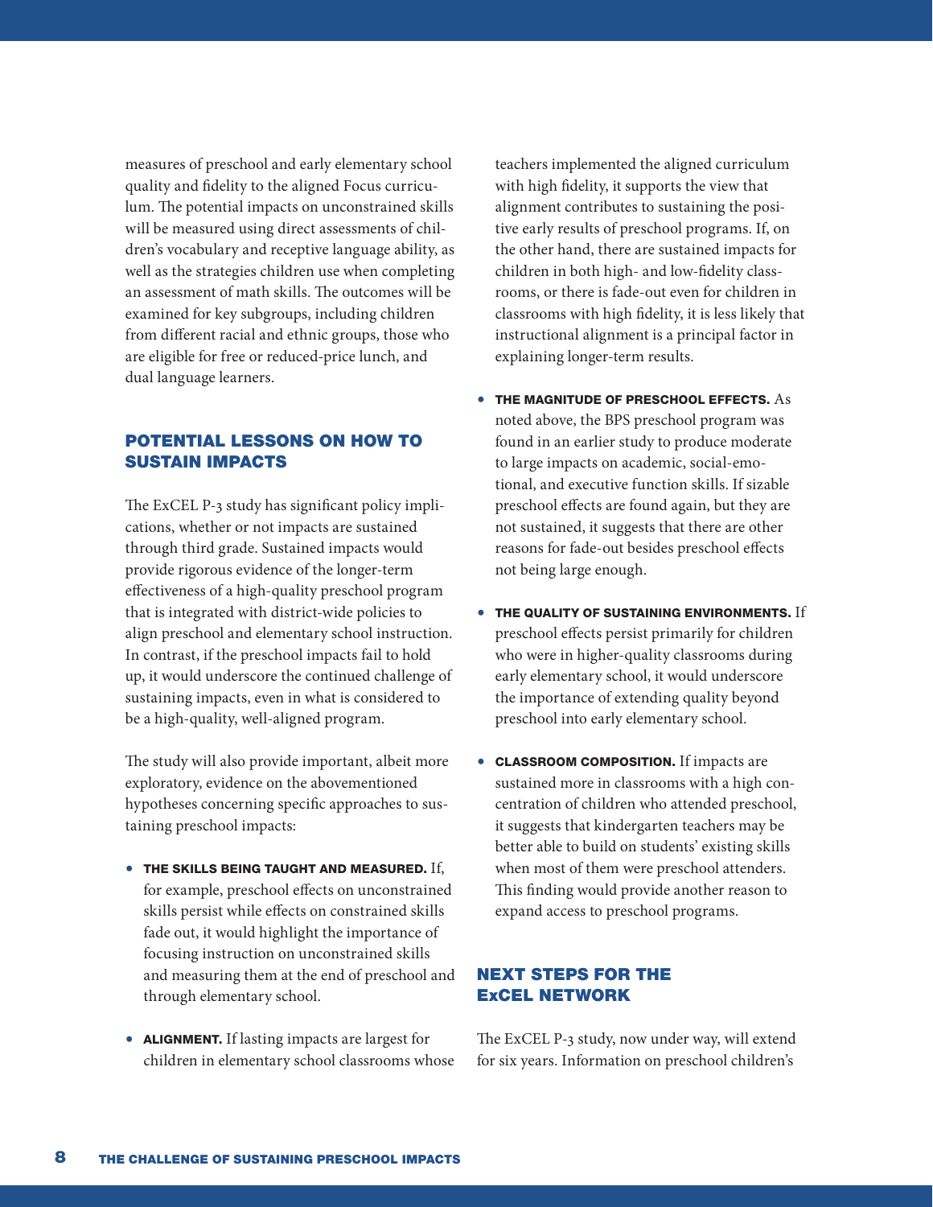measures of preschool and early elementary school quality and fidelity to the aligned Focus curriculum. The potential impacts on unconstrained skills will be measured using direct assessments of children's vocabulary and receptive language ability, as well as the strategies children use when completing an assessment of math skills. The outcomes will be examined for key subgroups, including children from different racial and ethnic groups, those who are eligible for free or reduced-price lunch, and dual language learners.

## POTENTIAL LESSONS ON HOW TO SUSTAIN IMPACTS

The ExCEL P-3 study has significant policy implications, whether or not impacts are sustained through third grade. Sustained impacts would provide rigorous evidence of the longer-term effectiveness of a high-quality preschool program that is integrated with district-wide policies to align preschool and elementary school instruction. In contrast, if the preschool impacts fail to hold up, it would underscore the continued challenge of sustaining impacts, even in what is considered to be a high-quality, well-aligned program.

The study will also provide important, albeit more exploratory, evidence on the abovementioned hypotheses concerning specific approaches to sustaining preschool impacts:

- **THE SKILLS BEING TAUGHT AND MEASURED.** If, for example, preschool effects on unconstrained skills persist while effects on constrained skills fade out, it would highlight the importance of focusing instruction on unconstrained skills and measuring them at the end of preschool and through elementary school.
- **ALIGNMENT.** If lasting impacts are largest for children in elementary school classrooms whose teachers implemented the aligned curriculum with high fidelity, it supports the view that alignment contributes to sustaining the positive early results of preschool programs. If, on the other hand, there are sustained impacts for children in both high- and low-fidelity classrooms, or there is fade-out even for children in classrooms with high fidelity, it is less likely that instructional alignment is a principal factor in explaining longer-term results.
- **THE MAGNITUDE OF PRESCHOOL EFFECTS.** As noted above, the BPS preschool program was found in an earlier study to produce moderate to large impacts on academic, social-emotional, and executive function skills. If sizable preschool effects are found again, but they are not sustained, it suggests that there are other reasons for fade-out besides preschool effects not being large enough.
- **THE QUALITY OF SUSTAINING ENVIRONMENTS.** If preschool effects persist primarily for children who were in higher-quality classrooms during early elementary school, it would underscore the importance of extending quality beyond preschool into early elementary school.
- **CLASSROOM COMPOSITION.** If impacts are sustained more in classrooms with a high concentration of children who attended preschool, it suggests that kindergarten teachers may be better able to build on students' existing skills when most of them were preschool attenders. This finding would provide another reason to expand access to preschool programs.

## NEXT STEPS FOR THE ExCEL NETWORK

The ExCEL P-3 study, now under way, will extend for six years. Information on preschool children's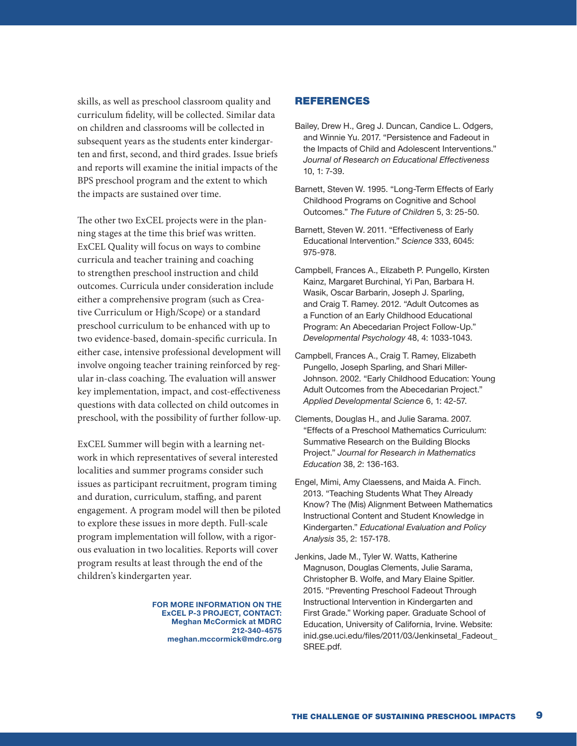skills, as well as preschool classroom quality and curriculum fidelity, will be collected. Similar data on children and classrooms will be collected in subsequent years as the students enter kindergarten and first, second, and third grades. Issue briefs and reports will examine the initial impacts of the BPS preschool program and the extent to which the impacts are sustained over time.

The other two ExCEL projects were in the planning stages at the time this brief was written. ExCEL Quality will focus on ways to combine curricula and teacher training and coaching to strengthen preschool instruction and child outcomes. Curricula under consideration include either a comprehensive program (such as Creative Curriculum or High/Scope) or a standard preschool curriculum to be enhanced with up to two evidence-based, domain-specific curricula. In either case, intensive professional development will involve ongoing teacher training reinforced by regular in-class coaching. The evaluation will answer key implementation, impact, and cost-effectiveness questions with data collected on child outcomes in preschool, with the possibility of further follow-up.

ExCEL Summer will begin with a learning network in which representatives of several interested localities and summer programs consider such issues as participant recruitment, program timing and duration, curriculum, staffing, and parent engagement. A program model will then be piloted to explore these issues in more depth. Full-scale program implementation will follow, with a rigorous evaluation in two localities. Reports will cover program results at least through the end of the children's kindergarten year.

**FOR MORE INFORMATION ON THE ExCEL P-3 PROJECT, CONTACT:**
**Meghan McCormick at MDRC**
**212-340-4575**
**meghan.mccormick@mdrc.org**

## REFERENCES

Bailey, Drew H., Greg J. Duncan, Candice L. Odgers, and Winnie Yu. 2017. "Persistence and Fadeout in the Impacts of Child and Adolescent Interventions." *Journal of Research on Educational Effectiveness* 10, 1: 7-39.

Barnett, Steven W. 1995. "Long-Term Effects of Early Childhood Programs on Cognitive and School Outcomes." *The Future of Children* 5, 3: 25-50.

Barnett, Steven W. 2011. "Effectiveness of Early Educational Intervention." *Science* 333, 6045: 975-978.

Campbell, Frances A., Elizabeth P. Pungello, Kirsten Kainz, Margaret Burchinal, Yi Pan, Barbara H. Wasik, Oscar Barbarin, Joseph J. Sparling, and Craig T. Ramey. 2012. "Adult Outcomes as a Function of an Early Childhood Educational Program: An Abecedarian Project Follow-Up." *Developmental Psychology* 48, 4: 1033-1043.

Campbell, Frances A., Craig T. Ramey, Elizabeth Pungello, Joseph Sparling, and Shari Miller-Johnson. 2002. "Early Childhood Education: Young Adult Outcomes from the Abecedarian Project." *Applied Developmental Science* 6, 1: 42-57.

Clements, Douglas H., and Julie Sarama. 2007. "Effects of a Preschool Mathematics Curriculum: Summative Research on the Building Blocks Project." *Journal for Research in Mathematics Education* 38, 2: 136-163.

Engel, Mimi, Amy Claessens, and Maida A. Finch. 2013. "Teaching Students What They Already Know? The (Mis) Alignment Between Mathematics Instructional Content and Student Knowledge in Kindergarten." *Educational Evaluation and Policy Analysis* 35, 2: 157-178.

Jenkins, Jade M., Tyler W. Watts, Katherine Magnuson, Douglas Clements, Julie Sarama, Christopher B. Wolfe, and Mary Elaine Spitler. 2015. "Preventing Preschool Fadeout Through Instructional Intervention in Kindergarten and First Grade." Working paper. Graduate School of Education, University of California, Irvine. Website: inid.gse.uci.edu/files/2011/03/Jenkinsetal_Fadeout_SREE.pdf.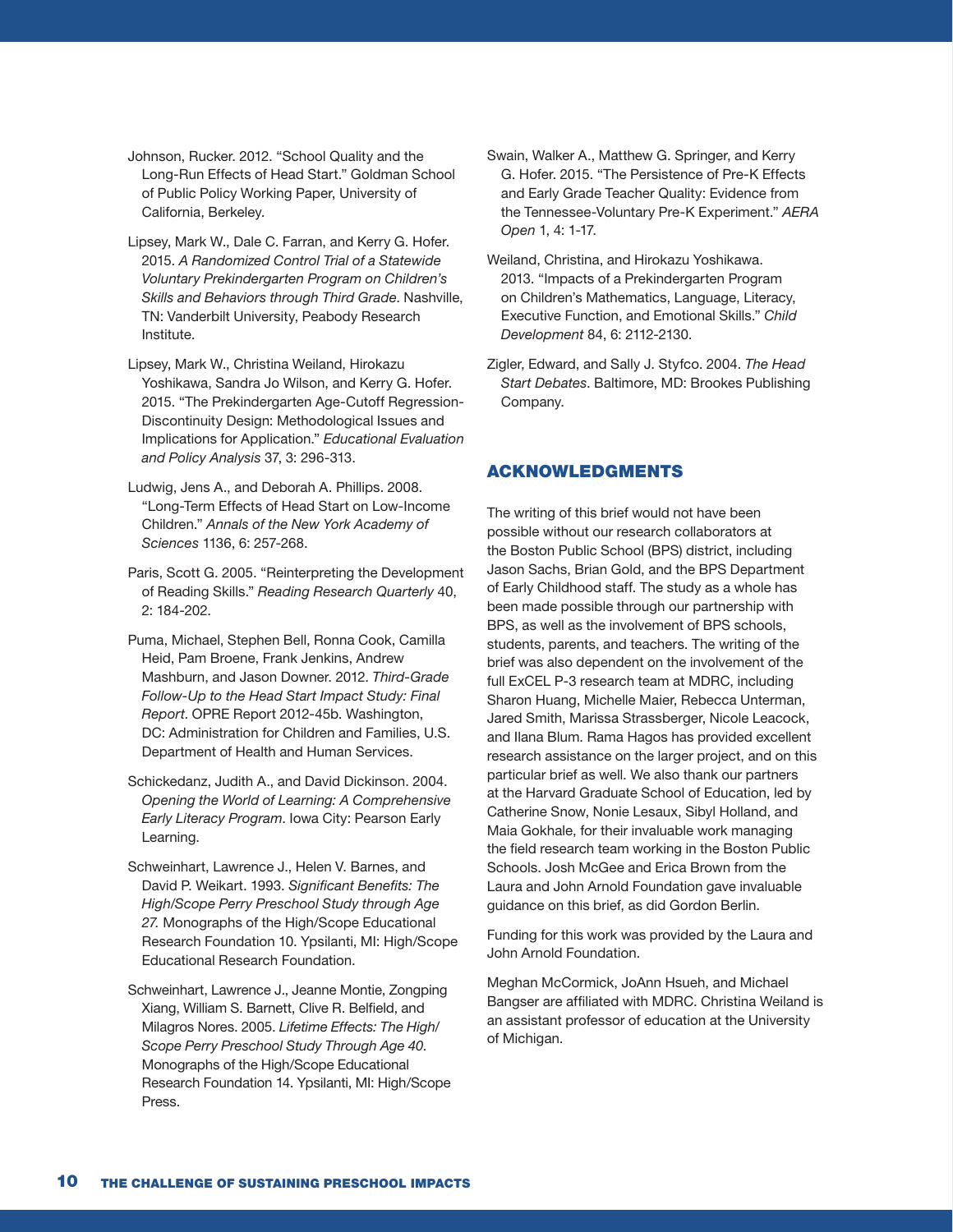Johnson, Rucker. 2012. "School Quality and the Long-Run Effects of Head Start." Goldman School of Public Policy Working Paper, University of California, Berkeley.

Lipsey, Mark W., Dale C. Farran, and Kerry G. Hofer. 2015. *A Randomized Control Trial of a Statewide Voluntary Prekindergarten Program on Children's Skills and Behaviors through Third Grade*. Nashville, TN: Vanderbilt University, Peabody Research Institute.

Lipsey, Mark W., Christina Weiland, Hirokazu Yoshikawa, Sandra Jo Wilson, and Kerry G. Hofer. 2015. "The Prekindergarten Age-Cutoff Regression-Discontinuity Design: Methodological Issues and Implications for Application." *Educational Evaluation and Policy Analysis* 37, 3: 296-313.

Ludwig, Jens A., and Deborah A. Phillips. 2008. "Long-Term Effects of Head Start on Low-Income Children." *Annals of the New York Academy of Sciences* 1136, 6: 257-268.

Paris, Scott G. 2005. "Reinterpreting the Development of Reading Skills." *Reading Research Quarterly* 40, 2: 184-202.

Puma, Michael, Stephen Bell, Ronna Cook, Camilla Heid, Pam Broene, Frank Jenkins, Andrew Mashburn, and Jason Downer. 2012. *Third-Grade Follow-Up to the Head Start Impact Study: Final Report*. OPRE Report 2012-45b. Washington, DC: Administration for Children and Families, U.S. Department of Health and Human Services.

Schickedanz, Judith A., and David Dickinson. 2004. *Opening the World of Learning: A Comprehensive Early Literacy Program*. Iowa City: Pearson Early Learning.

Schweinhart, Lawrence J., Helen V. Barnes, and David P. Weikart. 1993. *Significant Benefits: The High/Scope Perry Preschool Study through Age 27.* Monographs of the High/Scope Educational Research Foundation 10. Ypsilanti, MI: High/Scope Educational Research Foundation.

Schweinhart, Lawrence J., Jeanne Montie, Zongping Xiang, William S. Barnett, Clive R. Belfield, and Milagros Nores. 2005. *Lifetime Effects: The High/Scope Perry Preschool Study Through Age 40*. Monographs of the High/Scope Educational Research Foundation 14. Ypsilanti, MI: High/Scope Press.

Swain, Walker A., Matthew G. Springer, and Kerry G. Hofer. 2015. "The Persistence of Pre-K Effects and Early Grade Teacher Quality: Evidence from the Tennessee-Voluntary Pre-K Experiment." *AERA Open* 1, 4: 1-17.

Weiland, Christina, and Hirokazu Yoshikawa. 2013. "Impacts of a Prekindergarten Program on Children's Mathematics, Language, Literacy, Executive Function, and Emotional Skills." *Child Development* 84, 6: 2112-2130.

Zigler, Edward, and Sally J. Styfco. 2004. *The Head Start Debates*. Baltimore, MD: Brookes Publishing Company.

## ACKNOWLEDGMENTS

The writing of this brief would not have been possible without our research collaborators at the Boston Public School (BPS) district, including Jason Sachs, Brian Gold, and the BPS Department of Early Childhood staff. The study as a whole has been made possible through our partnership with BPS, as well as the involvement of BPS schools, students, parents, and teachers. The writing of the brief was also dependent on the involvement of the full ExCEL P-3 research team at MDRC, including Sharon Huang, Michelle Maier, Rebecca Unterman, Jared Smith, Marissa Strassberger, Nicole Leacock, and Ilana Blum. Rama Hagos has provided excellent research assistance on the larger project, and on this particular brief as well. We also thank our partners at the Harvard Graduate School of Education, led by Catherine Snow, Nonie Lesaux, Sibyl Holland, and Maia Gokhale, for their invaluable work managing the field research team working in the Boston Public Schools. Josh McGee and Erica Brown from the Laura and John Arnold Foundation gave invaluable guidance on this brief, as did Gordon Berlin.

Funding for this work was provided by the Laura and John Arnold Foundation.

Meghan McCormick, JoAnn Hsueh, and Michael Bangser are affiliated with MDRC. Christina Weiland is an assistant professor of education at the University of Michigan.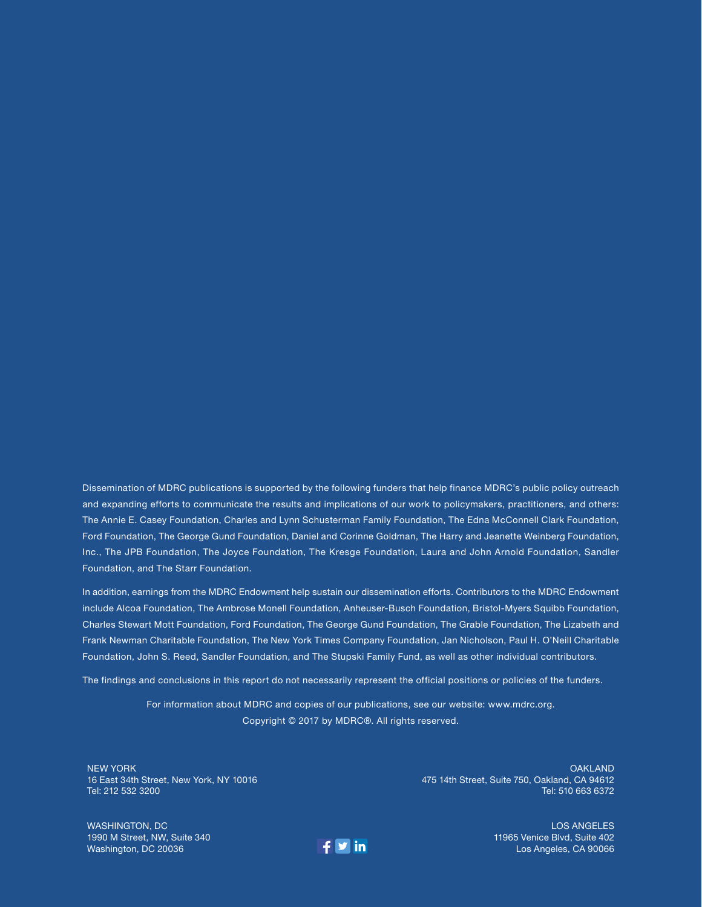Dissemination of MDRC publications is supported by the following funders that help finance MDRC's public policy outreach and expanding efforts to communicate the results and implications of our work to policymakers, practitioners, and others: The Annie E. Casey Foundation, Charles and Lynn Schusterman Family Foundation, The Edna McConnell Clark Foundation, Ford Foundation, The George Gund Foundation, Daniel and Corinne Goldman, The Harry and Jeanette Weinberg Foundation, Inc., The JPB Foundation, The Joyce Foundation, The Kresge Foundation, Laura and John Arnold Foundation, Sandler Foundation, and The Starr Foundation.

In addition, earnings from the MDRC Endowment help sustain our dissemination efforts. Contributors to the MDRC Endowment include Alcoa Foundation, The Ambrose Monell Foundation, Anheuser-Busch Foundation, Bristol-Myers Squibb Foundation, Charles Stewart Mott Foundation, Ford Foundation, The George Gund Foundation, The Grable Foundation, The Lizabeth and Frank Newman Charitable Foundation, The New York Times Company Foundation, Jan Nicholson, Paul H. O'Neill Charitable Foundation, John S. Reed, Sandler Foundation, and The Stupski Family Fund, as well as other individual contributors.

The findings and conclusions in this report do not necessarily represent the official positions or policies of the funders.

For information about MDRC and copies of our publications, see our website: www.mdrc.org.
Copyright © 2017 by MDRC®. All rights reserved.

NEW YORK
16 East 34th Street, New York, NY 10016
Tel: 212 532 3200

OAKLAND
475 14th Street, Suite 750, Oakland, CA 94612
Tel: 510 663 6372

WASHINGTON, DC
1990 M Street, NW, Suite 340
Washington, DC 20036

LOS ANGELES
11965 Venice Blvd, Suite 402
Los Angeles, CA 90066